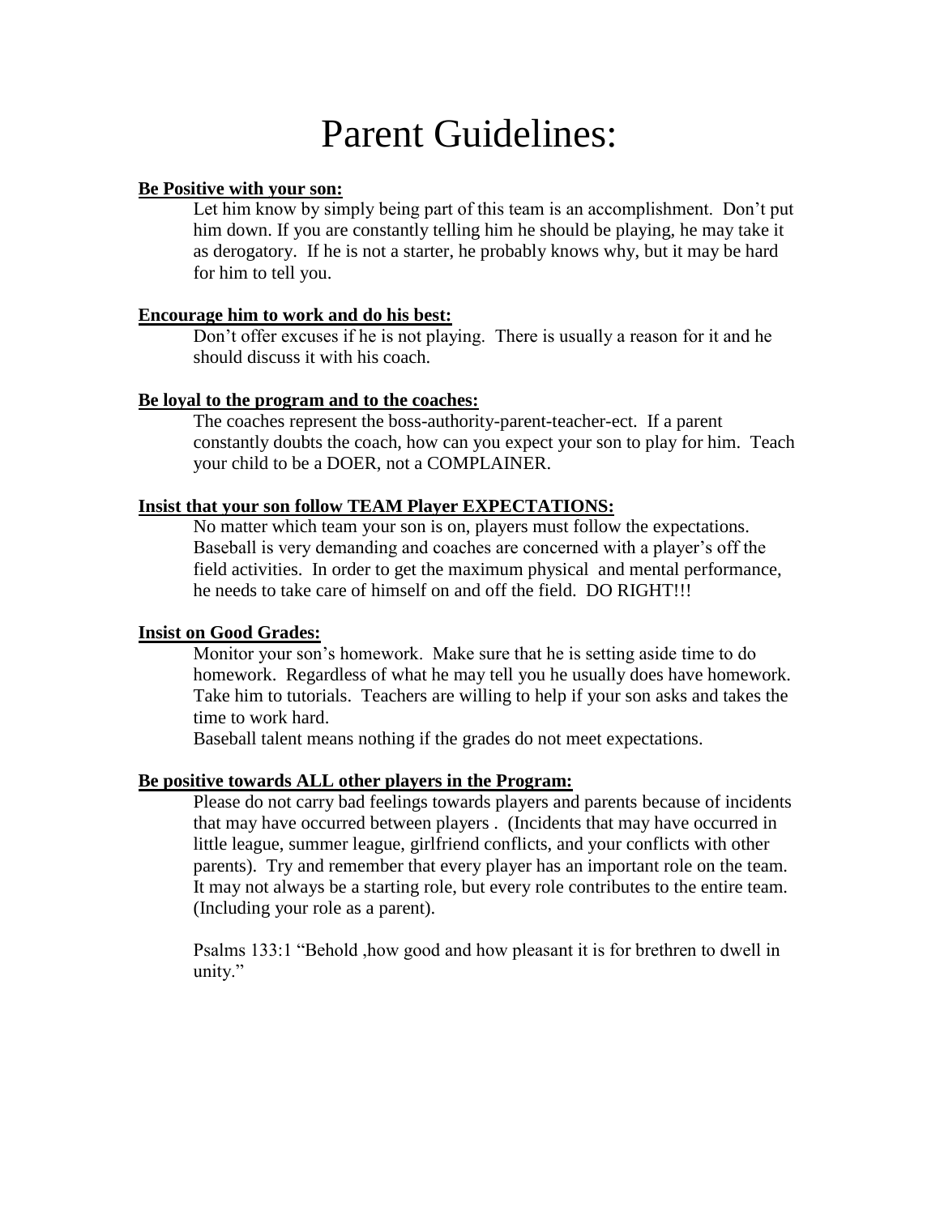# Parent Guidelines:

**Be Positive with your son:**

Let him know by simply being part of this team is an accomplishment. Don't put him down. If you are constantly telling him he should be playing, he may take it as derogatory. If he is not a starter, he probably knows why, but it may be hard for him to tell you.

**Encourage him to work and do his best:**

Don't offer excuses if he is not playing. There is usually a reason for it and he should discuss it with his coach.

**Be loyal to the program and to the coaches:**

The coaches represent the boss-authority-parent-teacher-ect. If a parent constantly doubts the coach, how can you expect your son to play for him. Teach your child to be a DOER, not a COMPLAINER.

**Insist that your son follow TEAM Player EXPECTATIONS:**

No matter which team your son is on, players must follow the expectations. Baseball is very demanding and coaches are concerned with a player's off the field activities. In order to get the maximum physical and mental performance, he needs to take care of himself on and off the field. DO RIGHT!!!

**Insist on Good Grades:**

Monitor your son's homework. Make sure that he is setting aside time to do homework. Regardless of what he may tell you he usually does have homework. Take him to tutorials. Teachers are willing to help if your son asks and takes the time to work hard.

Baseball talent means nothing if the grades do not meet expectations.

**Be positive towards ALL other players in the Program:**

Please do not carry bad feelings towards players and parents because of incidents that may have occurred between players . (Incidents that may have occurred in little league, summer league, girlfriend conflicts, and your conflicts with other parents). Try and remember that every player has an important role on the team. It may not always be a starting role, but every role contributes to the entire team. (Including your role as a parent).

Psalms 133:1 "Behold ,how good and how pleasant it is for brethren to dwell in unity."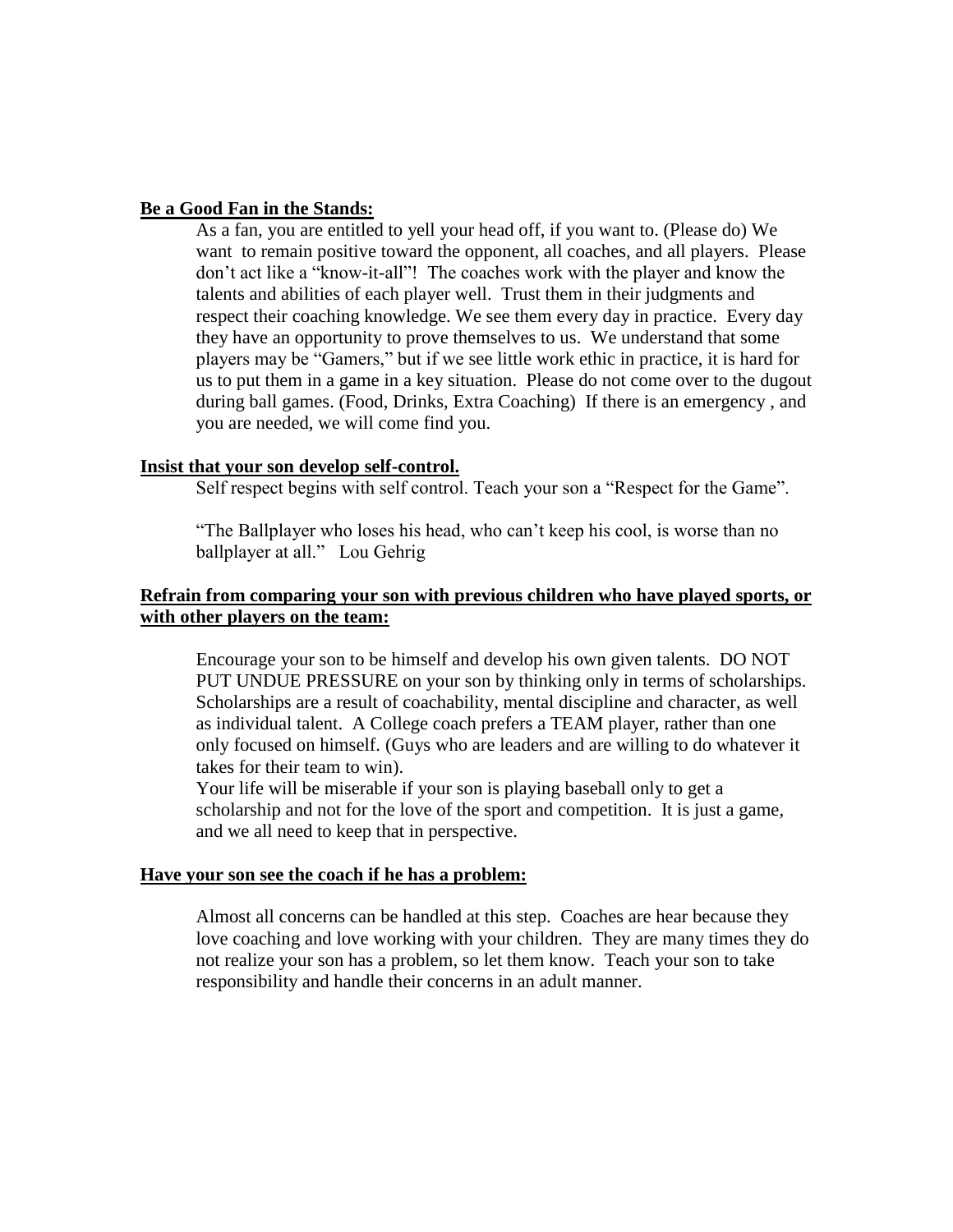**Be a Good Fan in the Stands:**

As a fan, you are entitled to yell your head off, if you want to. (Please do) We want to remain positive toward the opponent, all coaches, and all players. Please don't act like a "know-it-all"! The coaches work with the player and know the talents and abilities of each player well. Trust them in their judgments and respect their coaching knowledge. We see them every day in practice. Every day they have an opportunity to prove themselves to us. We understand that some players may be "Gamers," but if we see little work ethic in practice, it is hard for us to put them in a game in a key situation. Please do not come over to the dugout during ball games. (Food, Drinks, Extra Coaching) If there is an emergency , and you are needed, we will come find you.

**Insist that your son develop self-control.**

Self respect begins with self control. Teach your son a "Respect for the Game".

"The Ballplayer who loses his head, who can't keep his cool, is worse than no ballplayer at all." Lou Gehrig

**Refrain from comparing your son with previous children who have played sports, or with other players on the team:**

Encourage your son to be himself and develop his own given talents. DO NOT PUT UNDUE PRESSURE on your son by thinking only in terms of scholarships. Scholarships are a result of coachability, mental discipline and character, as well as individual talent. A College coach prefers a TEAM player, rather than one only focused on himself. (Guys who are leaders and are willing to do whatever it takes for their team to win).

Your life will be miserable if your son is playing baseball only to get a scholarship and not for the love of the sport and competition. It is just a game, and we all need to keep that in perspective.

**Have your son see the coach if he has a problem:**

Almost all concerns can be handled at this step. Coaches are hear because they love coaching and love working with your children. They are many times they do not realize your son has a problem, so let them know. Teach your son to take responsibility and handle their concerns in an adult manner.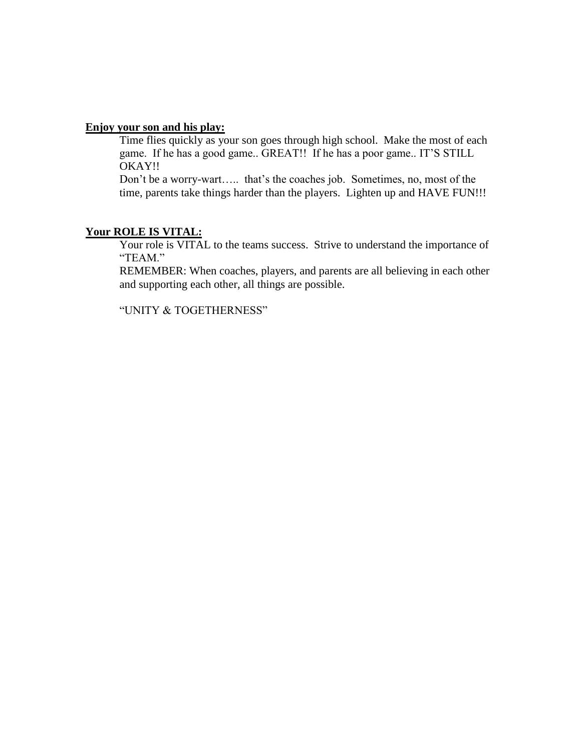**Enjoy your son and his play:**

Time flies quickly as your son goes through high school. Make the most of each game. If he has a good game.. GREAT!! If he has a poor game.. IT'S STILL OKAY!!

Don't be a worry-wart….. that's the coaches job. Sometimes, no, most of the time, parents take things harder than the players. Lighten up and HAVE FUN!!!

**Your ROLE IS VITAL:**

Your role is VITAL to the teams success. Strive to understand the importance of "TEAM."

REMEMBER: When coaches, players, and parents are all believing in each other and supporting each other, all things are possible.

"UNITY & TOGETHERNESS"